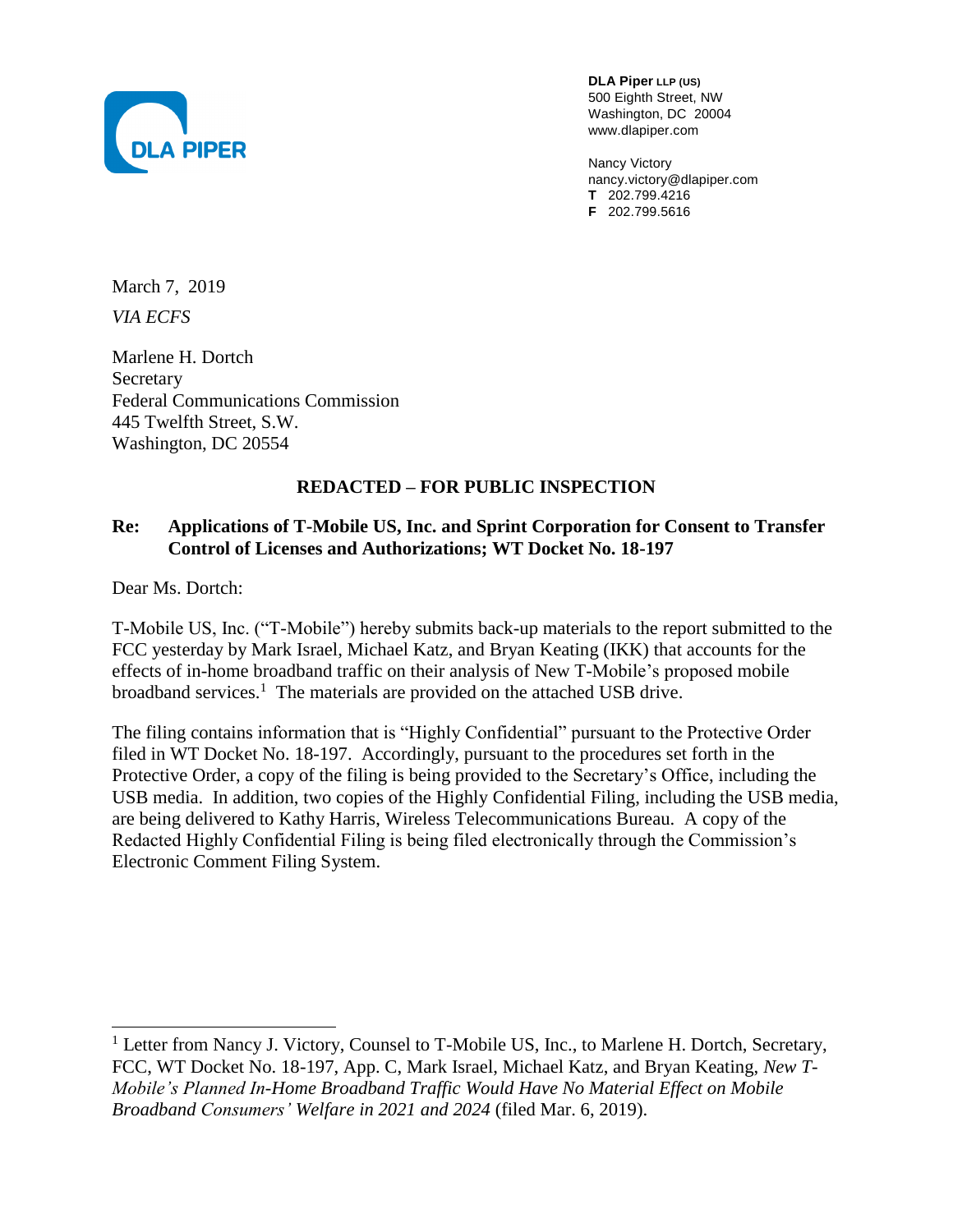**DLA Piper** LLP (US)
500 Eighth Street, NW
Washington, DC 20004
www.dlapiper.com

Nancy Victory
nancy.victory@dlapiper.com
**T** 202.799.4216
**F** 202.799.5616

March 7, 2019

*VIA ECFS*

Marlene H. Dortch
Secretary
Federal Communications Commission
445 Twelfth Street, S.W.
Washington, DC 20554

**REDACTED – FOR PUBLIC INSPECTION**

**Re: Applications of T-Mobile US, Inc. and Sprint Corporation for Consent to Transfer Control of Licenses and Authorizations; WT Docket No. 18-197**

Dear Ms. Dortch:

T-Mobile US, Inc. ("T-Mobile") hereby submits back-up materials to the report submitted to the FCC yesterday by Mark Israel, Michael Katz, and Bryan Keating (IKK) that accounts for the effects of in-home broadband traffic on their analysis of New T-Mobile's proposed mobile broadband services.[1] The materials are provided on the attached USB drive.

The filing contains information that is "Highly Confidential" pursuant to the Protective Order filed in WT Docket No. 18-197. Accordingly, pursuant to the procedures set forth in the Protective Order, a copy of the filing is being provided to the Secretary's Office, including the USB media. In addition, two copies of the Highly Confidential Filing, including the USB media, are being delivered to Kathy Harris, Wireless Telecommunications Bureau. A copy of the Redacted Highly Confidential Filing is being filed electronically through the Commission's Electronic Comment Filing System.

---

[1] Letter from Nancy J. Victory, Counsel to T-Mobile US, Inc., to Marlene H. Dortch, Secretary, FCC, WT Docket No. 18-197, App. C, Mark Israel, Michael Katz, and Bryan Keating, *New T-Mobile's Planned In-Home Broadband Traffic Would Have No Material Effect on Mobile Broadband Consumers' Welfare in 2021 and 2024* (filed Mar. 6, 2019).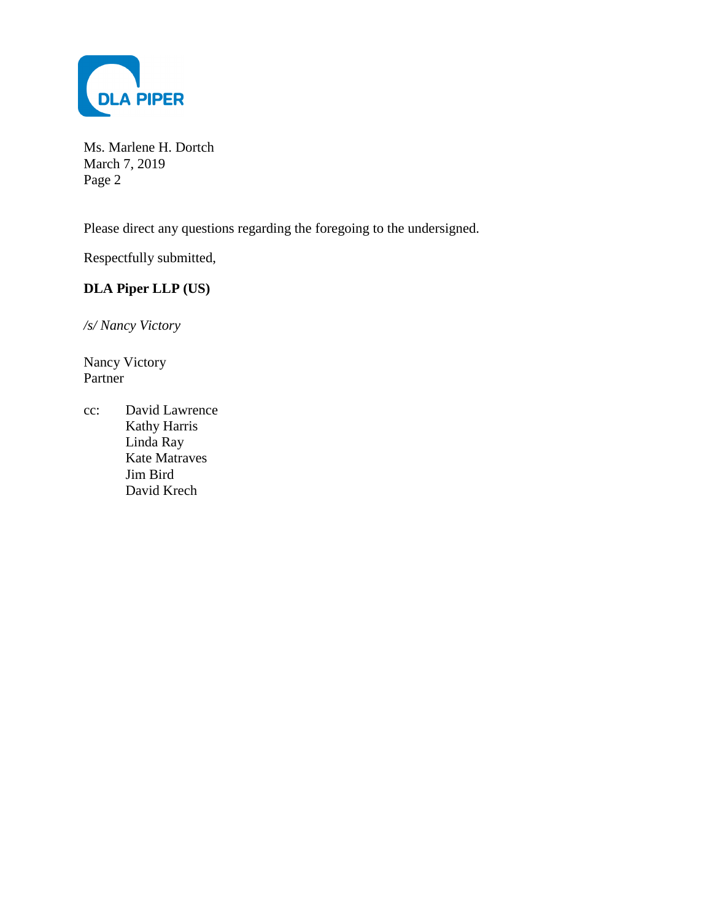Please direct any questions regarding the foregoing to the undersigned.

Respectfully submitted,

**DLA Piper LLP (US)**

*/s/ Nancy Victory*

Nancy Victory
Partner

cc: David Lawrence
Kathy Harris
Linda Ray
Kate Matraves
Jim Bird
David Krech